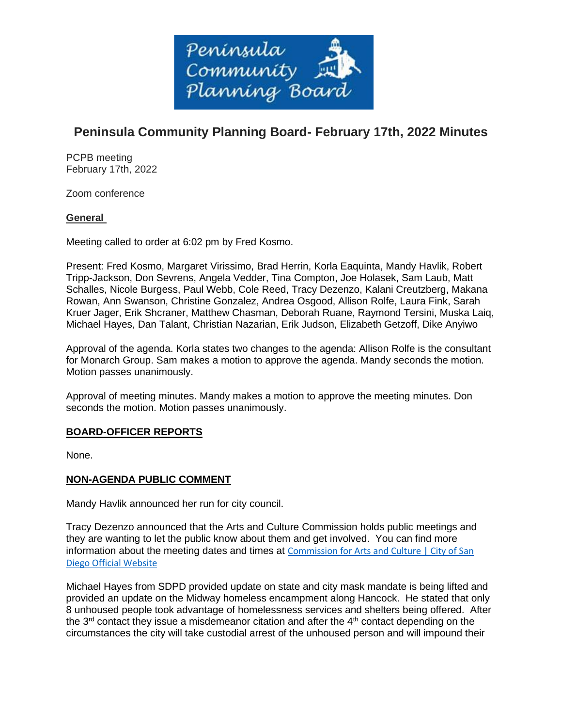Peninsula Community Planning Board

# Peninsula Community Planning Board- February 17th, 2022 Minutes

PCPB meeting
February 17th, 2022

Zoom conference

**General**

Meeting called to order at 6:02 pm by Fred Kosmo.

Present: Fred Kosmo, Margaret Virissimo, Brad Herrin, Korla Eaquinta, Mandy Havlik, Robert Tripp-Jackson, Don Sevrens, Angela Vedder, Tina Compton, Joe Holasek, Sam Laub, Matt Schalles, Nicole Burgess, Paul Webb, Cole Reed, Tracy Dezenzo, Kalani Creutzberg, Makana Rowan, Ann Swanson, Christine Gonzalez, Andrea Osgood, Allison Rolfe, Laura Fink, Sarah Kruer Jager, Erik Shcraner, Matthew Chasman, Deborah Ruane, Raymond Tersini, Muska Laiq, Michael Hayes, Dan Talant, Christian Nazarian, Erik Judson, Elizabeth Getzoff, Dike Anyiwo

Approval of the agenda. Korla states two changes to the agenda: Allison Rolfe is the consultant for Monarch Group. Sam makes a motion to approve the agenda. Mandy seconds the motion. Motion passes unanimously.

Approval of meeting minutes. Mandy makes a motion to approve the meeting minutes. Don seconds the motion. Motion passes unanimously.

**BOARD-OFFICER REPORTS**

None.

**NON-AGENDA PUBLIC COMMENT**

Mandy Havlik announced her run for city council.

Tracy Dezenzo announced that the Arts and Culture Commission holds public meetings and they are wanting to let the public know about them and get involved. You can find more information about the meeting dates and times at Commission for Arts and Culture | City of San Diego Official Website

Michael Hayes from SDPD provided update on state and city mask mandate is being lifted and provided an update on the Midway homeless encampment along Hancock. He stated that only 8 unhoused people took advantage of homelessness services and shelters being offered. After the 3rd contact they issue a misdemeanor citation and after the 4th contact depending on the circumstances the city will take custodial arrest of the unhoused person and will impound their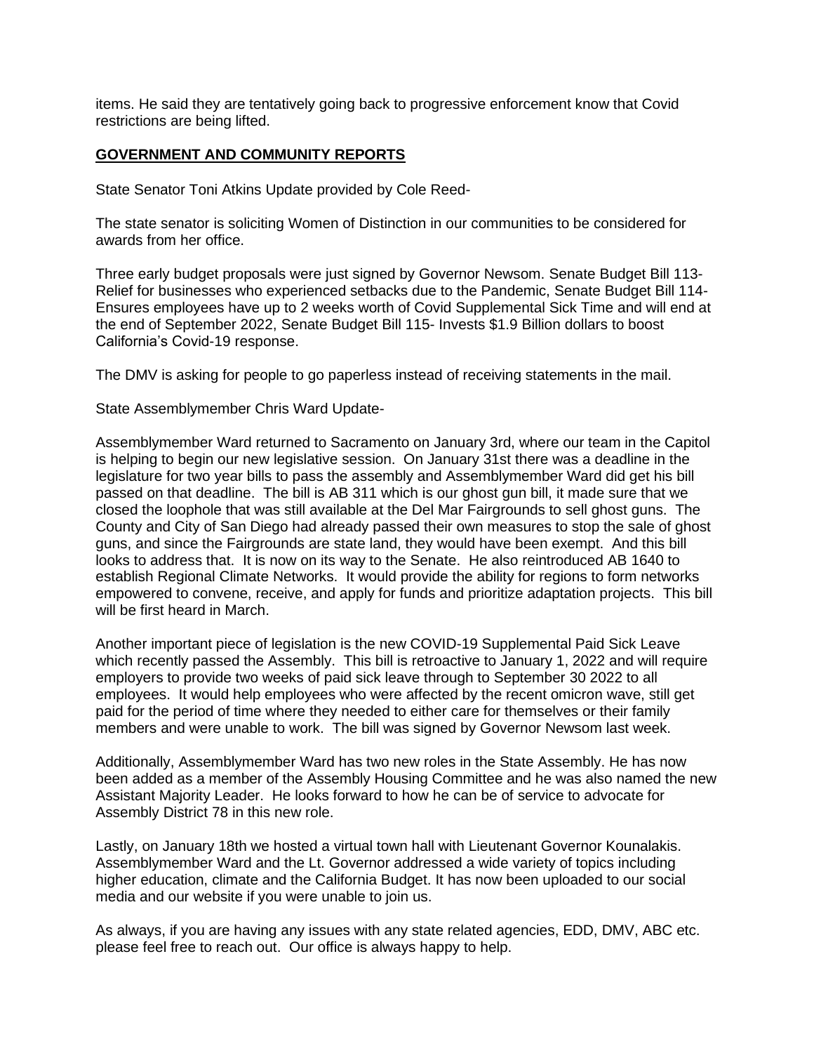items. He said they are tentatively going back to progressive enforcement know that Covid restrictions are being lifted.

## GOVERNMENT AND COMMUNITY REPORTS

State Senator Toni Atkins Update provided by Cole Reed-

The state senator is soliciting Women of Distinction in our communities to be considered for awards from her office.

Three early budget proposals were just signed by Governor Newsom. Senate Budget Bill 113- Relief for businesses who experienced setbacks due to the Pandemic, Senate Budget Bill 114- Ensures employees have up to 2 weeks worth of Covid Supplemental Sick Time and will end at the end of September 2022, Senate Budget Bill 115- Invests $1.9 Billion dollars to boost California's Covid-19 response.

The DMV is asking for people to go paperless instead of receiving statements in the mail.

State Assemblymember Chris Ward Update-

Assemblymember Ward returned to Sacramento on January 3rd, where our team in the Capitol is helping to begin our new legislative session. On January 31st there was a deadline in the legislature for two year bills to pass the assembly and Assemblymember Ward did get his bill passed on that deadline. The bill is AB 311 which is our ghost gun bill, it made sure that we closed the loophole that was still available at the Del Mar Fairgrounds to sell ghost guns. The County and City of San Diego had already passed their own measures to stop the sale of ghost guns, and since the Fairgrounds are state land, they would have been exempt. And this bill looks to address that. It is now on its way to the Senate. He also reintroduced AB 1640 to establish Regional Climate Networks. It would provide the ability for regions to form networks empowered to convene, receive, and apply for funds and prioritize adaptation projects. This bill will be first heard in March.

Another important piece of legislation is the new COVID-19 Supplemental Paid Sick Leave which recently passed the Assembly. This bill is retroactive to January 1, 2022 and will require employers to provide two weeks of paid sick leave through to September 30 2022 to all employees. It would help employees who were affected by the recent omicron wave, still get paid for the period of time where they needed to either care for themselves or their family members and were unable to work. The bill was signed by Governor Newsom last week.

Additionally, Assemblymember Ward has two new roles in the State Assembly. He has now been added as a member of the Assembly Housing Committee and he was also named the new Assistant Majority Leader. He looks forward to how he can be of service to advocate for Assembly District 78 in this new role.

Lastly, on January 18th we hosted a virtual town hall with Lieutenant Governor Kounalakis. Assemblymember Ward and the Lt. Governor addressed a wide variety of topics including higher education, climate and the California Budget. It has now been uploaded to our social media and our website if you were unable to join us.

As always, if you are having any issues with any state related agencies, EDD, DMV, ABC etc. please feel free to reach out. Our office is always happy to help.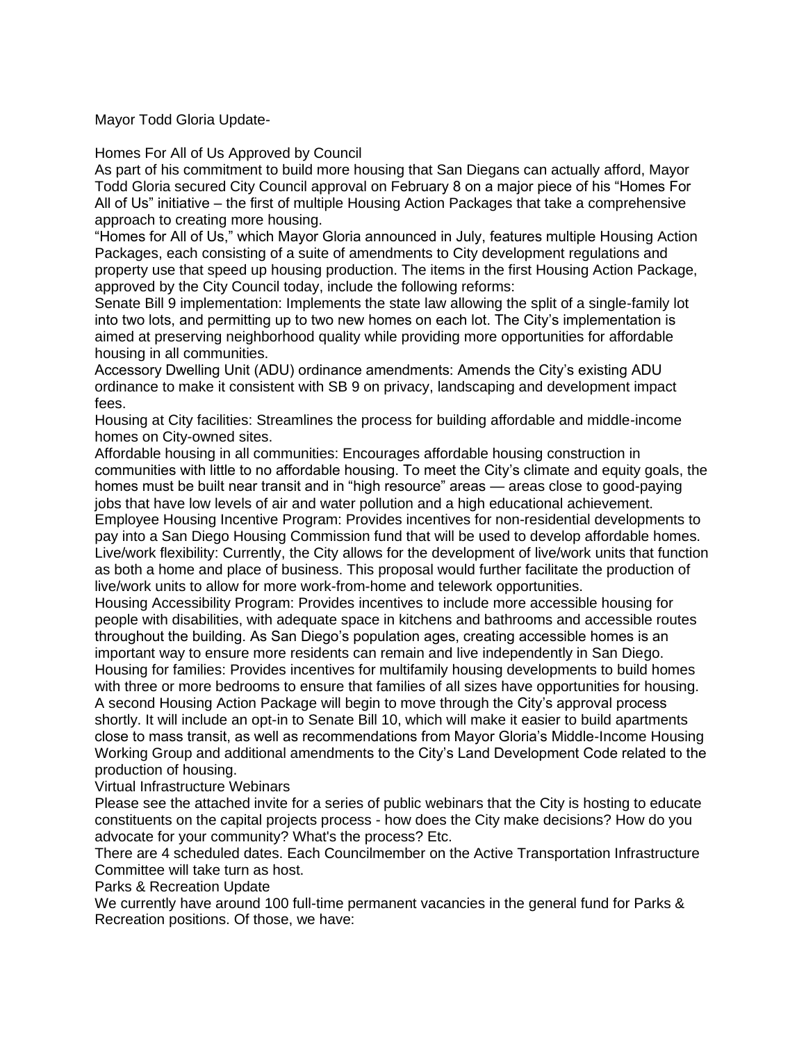Mayor Todd Gloria Update-

## Homes For All of Us Approved by Council

As part of his commitment to build more housing that San Diegans can actually afford, Mayor Todd Gloria secured City Council approval on February 8 on a major piece of his "Homes For All of Us" initiative – the first of multiple Housing Action Packages that take a comprehensive approach to creating more housing.

"Homes for All of Us," which Mayor Gloria announced in July, features multiple Housing Action Packages, each consisting of a suite of amendments to City development regulations and property use that speed up housing production. The items in the first Housing Action Package, approved by the City Council today, include the following reforms:

Senate Bill 9 implementation: Implements the state law allowing the split of a single-family lot into two lots, and permitting up to two new homes on each lot. The City's implementation is aimed at preserving neighborhood quality while providing more opportunities for affordable housing in all communities.

Accessory Dwelling Unit (ADU) ordinance amendments: Amends the City's existing ADU ordinance to make it consistent with SB 9 on privacy, landscaping and development impact fees.

Housing at City facilities: Streamlines the process for building affordable and middle-income homes on City-owned sites.

Affordable housing in all communities: Encourages affordable housing construction in communities with little to no affordable housing. To meet the City's climate and equity goals, the homes must be built near transit and in "high resource" areas — areas close to good-paying jobs that have low levels of air and water pollution and a high educational achievement.

Employee Housing Incentive Program: Provides incentives for non-residential developments to pay into a San Diego Housing Commission fund that will be used to develop affordable homes.

Live/work flexibility: Currently, the City allows for the development of live/work units that function as both a home and place of business. This proposal would further facilitate the production of live/work units to allow for more work-from-home and telework opportunities.

Housing Accessibility Program: Provides incentives to include more accessible housing for people with disabilities, with adequate space in kitchens and bathrooms and accessible routes throughout the building. As San Diego's population ages, creating accessible homes is an important way to ensure more residents can remain and live independently in San Diego.

Housing for families: Provides incentives for multifamily housing developments to build homes with three or more bedrooms to ensure that families of all sizes have opportunities for housing.

A second Housing Action Package will begin to move through the City's approval process shortly. It will include an opt-in to Senate Bill 10, which will make it easier to build apartments close to mass transit, as well as recommendations from Mayor Gloria's Middle-Income Housing Working Group and additional amendments to the City's Land Development Code related to the production of housing.

## Virtual Infrastructure Webinars

Please see the attached invite for a series of public webinars that the City is hosting to educate constituents on the capital projects process - how does the City make decisions? How do you advocate for your community? What's the process? Etc.

There are 4 scheduled dates. Each Councilmember on the Active Transportation Infrastructure Committee will take turn as host.

## Parks & Recreation Update

We currently have around 100 full-time permanent vacancies in the general fund for Parks & Recreation positions. Of those, we have: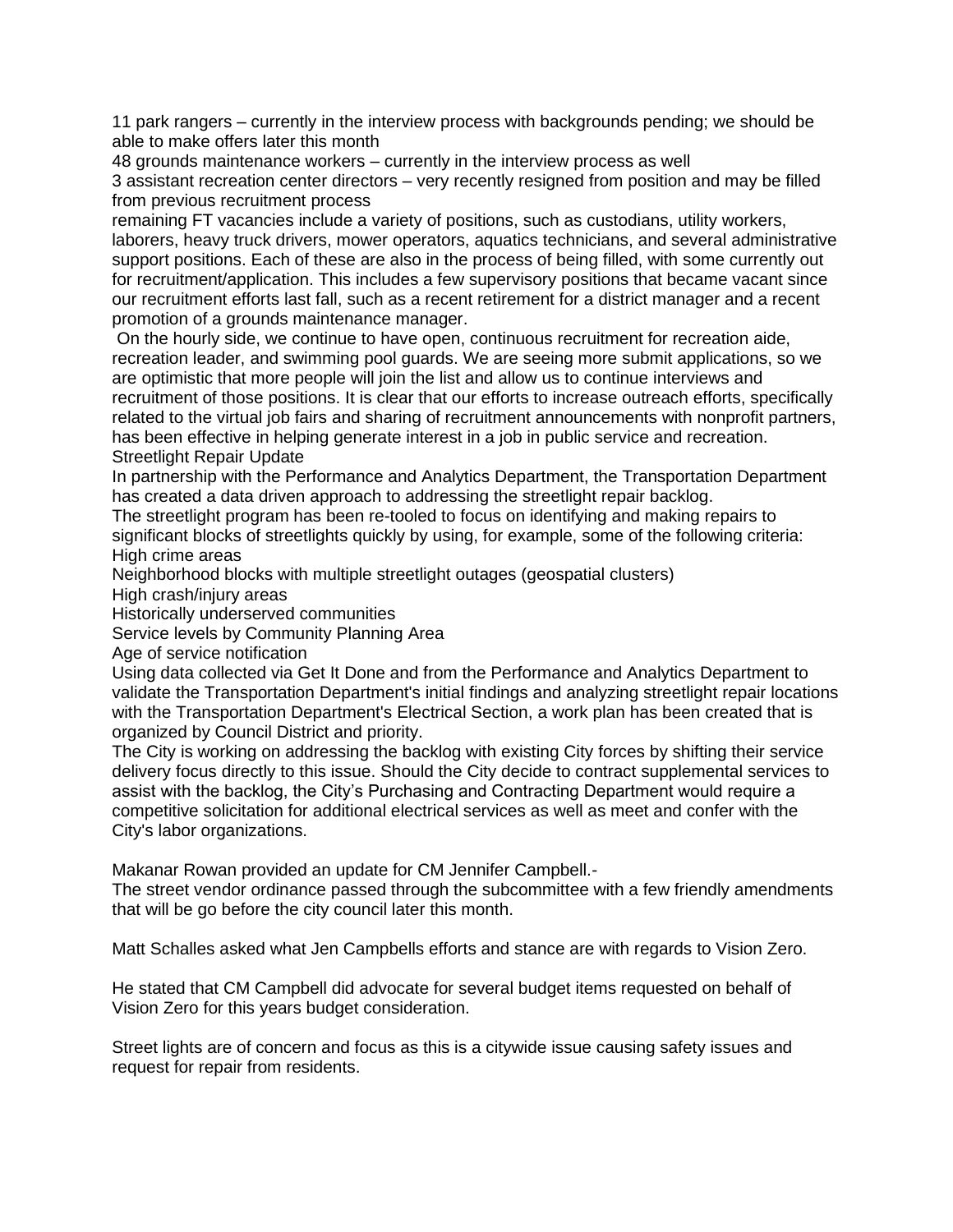11 park rangers – currently in the interview process with backgrounds pending; we should be able to make offers later this month

48 grounds maintenance workers – currently in the interview process as well

3 assistant recreation center directors – very recently resigned from position and may be filled from previous recruitment process

remaining FT vacancies include a variety of positions, such as custodians, utility workers, laborers, heavy truck drivers, mower operators, aquatics technicians, and several administrative support positions. Each of these are also in the process of being filled, with some currently out for recruitment/application. This includes a few supervisory positions that became vacant since our recruitment efforts last fall, such as a recent retirement for a district manager and a recent promotion of a grounds maintenance manager.

On the hourly side, we continue to have open, continuous recruitment for recreation aide, recreation leader, and swimming pool guards. We are seeing more submit applications, so we are optimistic that more people will join the list and allow us to continue interviews and recruitment of those positions. It is clear that our efforts to increase outreach efforts, specifically related to the virtual job fairs and sharing of recruitment announcements with nonprofit partners, has been effective in helping generate interest in a job in public service and recreation.

Streetlight Repair Update

In partnership with the Performance and Analytics Department, the Transportation Department has created a data driven approach to addressing the streetlight repair backlog.

The streetlight program has been re-tooled to focus on identifying and making repairs to significant blocks of streetlights quickly by using, for example, some of the following criteria:

High crime areas

Neighborhood blocks with multiple streetlight outages (geospatial clusters)

High crash/injury areas

Historically underserved communities

Service levels by Community Planning Area

Age of service notification

Using data collected via Get It Done and from the Performance and Analytics Department to validate the Transportation Department's initial findings and analyzing streetlight repair locations with the Transportation Department's Electrical Section, a work plan has been created that is organized by Council District and priority.

The City is working on addressing the backlog with existing City forces by shifting their service delivery focus directly to this issue. Should the City decide to contract supplemental services to assist with the backlog, the City's Purchasing and Contracting Department would require a competitive solicitation for additional electrical services as well as meet and confer with the City's labor organizations.

Makanar Rowan provided an update for CM Jennifer Campbell.-

The street vendor ordinance passed through the subcommittee with a few friendly amendments that will be go before the city council later this month.

Matt Schalles asked what Jen Campbells efforts and stance are with regards to Vision Zero.

He stated that CM Campbell did advocate for several budget items requested on behalf of Vision Zero for this years budget consideration.

Street lights are of concern and focus as this is a citywide issue causing safety issues and request for repair from residents.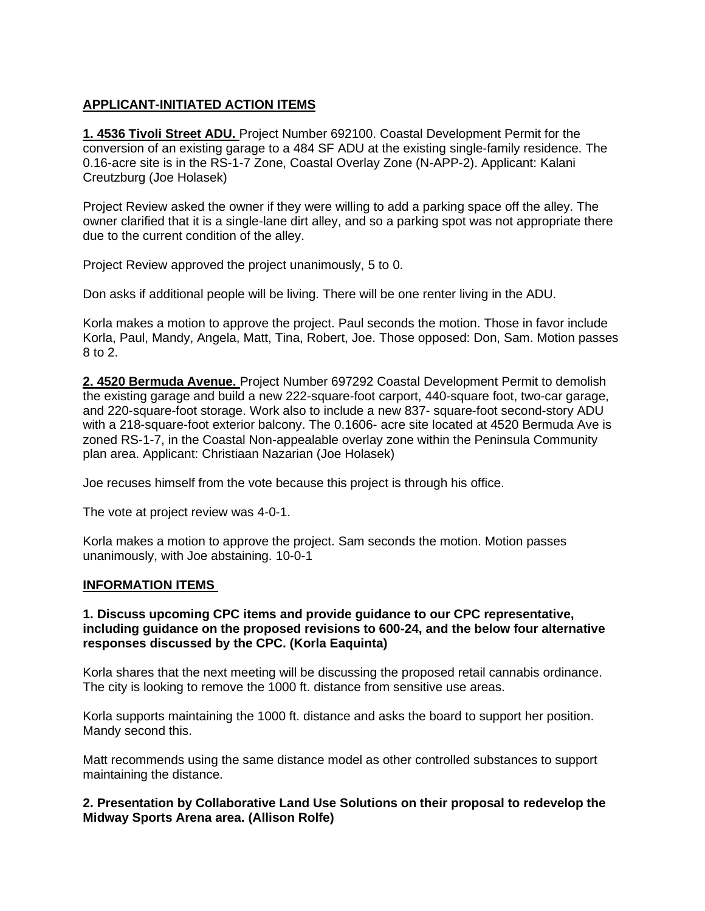## APPLICANT-INITIATED ACTION ITEMS

**1. 4536 Tivoli Street ADU.** Project Number 692100. Coastal Development Permit for the conversion of an existing garage to a 484 SF ADU at the existing single-family residence. The 0.16-acre site is in the RS-1-7 Zone, Coastal Overlay Zone (N-APP-2). Applicant: Kalani Creutzburg (Joe Holasek)

Project Review asked the owner if they were willing to add a parking space off the alley. The owner clarified that it is a single-lane dirt alley, and so a parking spot was not appropriate there due to the current condition of the alley.

Project Review approved the project unanimously, 5 to 0.

Don asks if additional people will be living. There will be one renter living in the ADU.

Korla makes a motion to approve the project. Paul seconds the motion. Those in favor include Korla, Paul, Mandy, Angela, Matt, Tina, Robert, Joe. Those opposed: Don, Sam. Motion passes 8 to 2.

**2. 4520 Bermuda Avenue.** Project Number 697292 Coastal Development Permit to demolish the existing garage and build a new 222-square-foot carport, 440-square foot, two-car garage, and 220-square-foot storage. Work also to include a new 837- square-foot second-story ADU with a 218-square-foot exterior balcony. The 0.1606- acre site located at 4520 Bermuda Ave is zoned RS-1-7, in the Coastal Non-appealable overlay zone within the Peninsula Community plan area. Applicant: Christiaan Nazarian (Joe Holasek)

Joe recuses himself from the vote because this project is through his office.

The vote at project review was 4-0-1.

Korla makes a motion to approve the project. Sam seconds the motion. Motion passes unanimously, with Joe abstaining. 10-0-1

## INFORMATION ITEMS

**1. Discuss upcoming CPC items and provide guidance to our CPC representative, including guidance on the proposed revisions to 600-24, and the below four alternative responses discussed by the CPC. (Korla Eaquinta)**

Korla shares that the next meeting will be discussing the proposed retail cannabis ordinance. The city is looking to remove the 1000 ft. distance from sensitive use areas.

Korla supports maintaining the 1000 ft. distance and asks the board to support her position. Mandy second this.

Matt recommends using the same distance model as other controlled substances to support maintaining the distance.

**2. Presentation by Collaborative Land Use Solutions on their proposal to redevelop the Midway Sports Arena area. (Allison Rolfe)**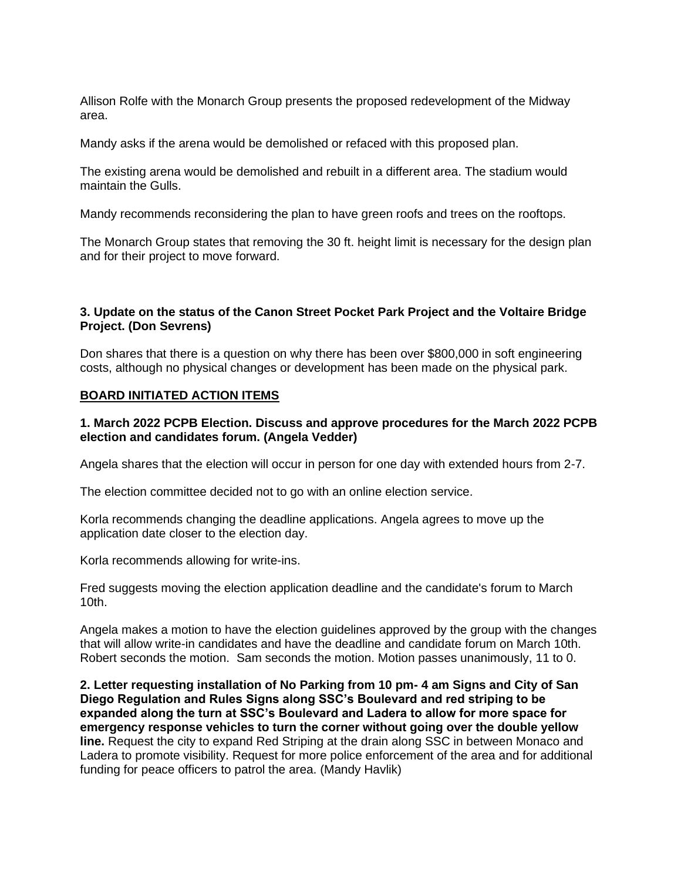Allison Rolfe with the Monarch Group presents the proposed redevelopment of the Midway area.

Mandy asks if the arena would be demolished or refaced with this proposed plan.

The existing arena would be demolished and rebuilt in a different area. The stadium would maintain the Gulls.

Mandy recommends reconsidering the plan to have green roofs and trees on the rooftops.

The Monarch Group states that removing the 30 ft. height limit is necessary for the design plan and for their project to move forward.

**3. Update on the status of the Canon Street Pocket Park Project and the Voltaire Bridge Project. (Don Sevrens)**

Don shares that there is a question on why there has been over $800,000 in soft engineering costs, although no physical changes or development has been made on the physical park.

**BOARD INITIATED ACTION ITEMS**

**1. March 2022 PCPB Election. Discuss and approve procedures for the March 2022 PCPB election and candidates forum. (Angela Vedder)**

Angela shares that the election will occur in person for one day with extended hours from 2-7.

The election committee decided not to go with an online election service.

Korla recommends changing the deadline applications. Angela agrees to move up the application date closer to the election day.

Korla recommends allowing for write-ins.

Fred suggests moving the election application deadline and the candidate's forum to March 10th.

Angela makes a motion to have the election guidelines approved by the group with the changes that will allow write-in candidates and have the deadline and candidate forum on March 10th. Robert seconds the motion. Sam seconds the motion. Motion passes unanimously, 11 to 0.

**2. Letter requesting installation of No Parking from 10 pm- 4 am Signs and City of San Diego Regulation and Rules Signs along SSC's Boulevard and red striping to be expanded along the turn at SSC's Boulevard and Ladera to allow for more space for emergency response vehicles to turn the corner without going over the double yellow line.** Request the city to expand Red Striping at the drain along SSC in between Monaco and Ladera to promote visibility. Request for more police enforcement of the area and for additional funding for peace officers to patrol the area. (Mandy Havlik)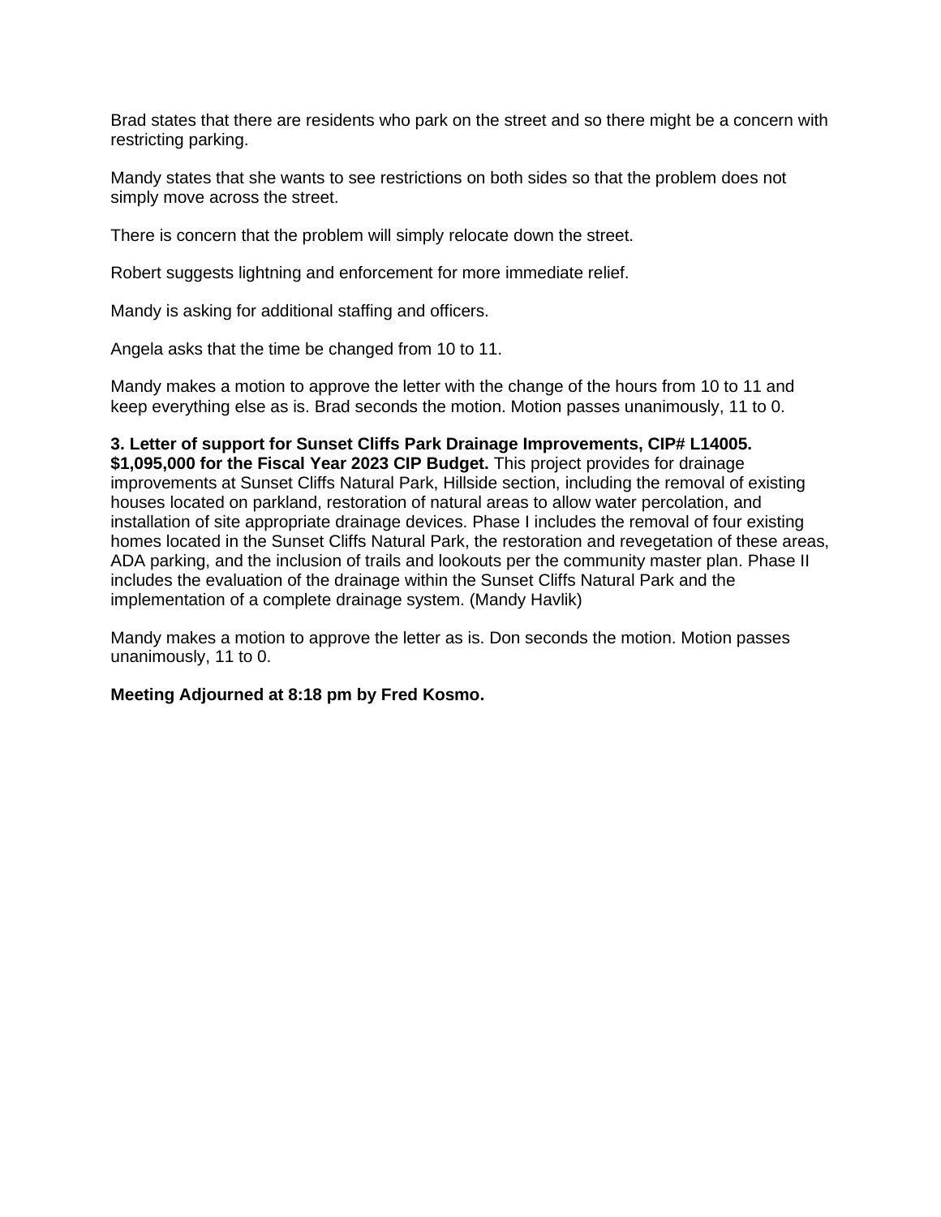Brad states that there are residents who park on the street and so there might be a concern with restricting parking.

Mandy states that she wants to see restrictions on both sides so that the problem does not simply move across the street.

There is concern that the problem will simply relocate down the street.

Robert suggests lightning and enforcement for more immediate relief.

Mandy is asking for additional staffing and officers.

Angela asks that the time be changed from 10 to 11.

Mandy makes a motion to approve the letter with the change of the hours from 10 to 11 and keep everything else as is. Brad seconds the motion. Motion passes unanimously, 11 to 0.

**3. Letter of support for Sunset Cliffs Park Drainage Improvements, CIP# L14005. $1,095,000 for the Fiscal Year 2023 CIP Budget.** This project provides for drainage improvements at Sunset Cliffs Natural Park, Hillside section, including the removal of existing houses located on parkland, restoration of natural areas to allow water percolation, and installation of site appropriate drainage devices. Phase I includes the removal of four existing homes located in the Sunset Cliffs Natural Park, the restoration and revegetation of these areas, ADA parking, and the inclusion of trails and lookouts per the community master plan. Phase II includes the evaluation of the drainage within the Sunset Cliffs Natural Park and the implementation of a complete drainage system. (Mandy Havlik)

Mandy makes a motion to approve the letter as is. Don seconds the motion. Motion passes unanimously, 11 to 0.

**Meeting Adjourned at 8:18 pm by Fred Kosmo.**